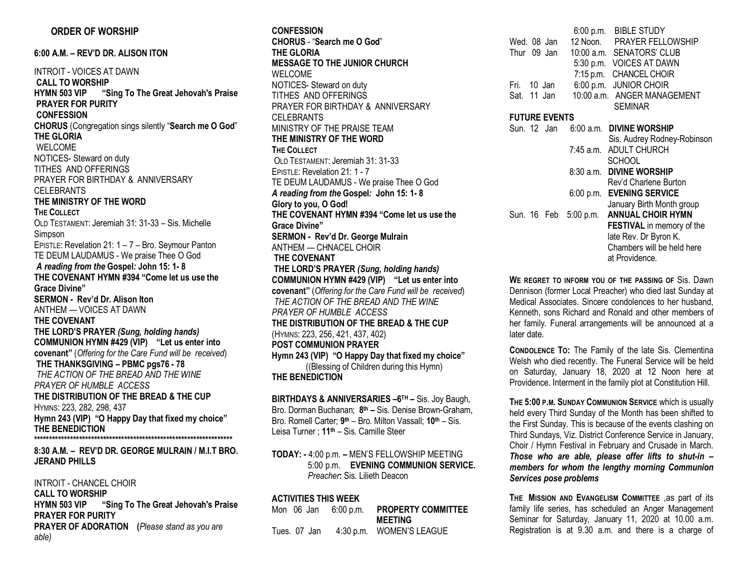## ORDER OF WORSHIP

**6:00 A.M. – REV'D DR. ALISON ITON**

INTROIT - VOICES AT DAWN
**CALL TO WORSHIP**
**HYMN 503 VIP "Sing To The Great Jehovah's Praise**
**PRAYER FOR PURITY**
**CONFESSION**
**CHORUS** (Congregation sings silently "**Search me O God**"
**THE GLORIA**
WELCOME
NOTICES- Steward on duty
TITHES AND OFFERINGS
PRAYER FOR BIRTHDAY & ANNIVERSARY CELEBRANTS
**THE MINISTRY OF THE WORD**
**THE COLLECT**
OLD TESTAMENT: Jeremiah 31: 31-33 – Sis. Michelle Simpson
EPISTLE: Revelation 21: 1 – 7 – Bro. Seymour Panton
TE DEUM LAUDAMUS - We praise Thee O God
***A reading from the* Gospel*:* John 15: 1- 8**
**THE COVENANT HYMN #394 "Come let us use the Grace Divine"**
**SERMON - Rev'd Dr. Alison Iton**
ANTHEM — VOICES AT DAWN
**THE COVENANT**
**THE LORD'S PRAYER *(Sung, holding hands)***
**COMMUNION HYMN #429 (VIP) "Let us enter into covenant"** (*Offering for the Care Fund will be received*)
**THE THANKSGIVING – PBMC pgs76 - 78**
*THE ACTION OF THE BREAD AND THE WINE*
*PRAYER OF HUMBLE ACCESS*
**THE DISTRIBUTION OF THE BREAD & THE CUP**
HYMNS: 223, 282, 298, 437
**Hymn 243 (VIP) "O Happy Day that fixed my choice"**
**THE BENEDICTION**

*********************************************************************

**8:30 A.M. – REV'D DR. GEORGE MULRAIN / M.I.T BRO. JERAND PHILLS**

INTROIT - CHANCEL CHOIR
**CALL TO WORSHIP**
**HYMN 503 VIP "Sing To The Great Jehovah's Praise**
**PRAYER FOR PURITY**
**PRAYER OF ADORATION (***Please stand as you are able)*
**CONFESSION**
**CHORUS** - "**Search me O God**"
**THE GLORIA**
**MESSAGE TO THE JUNIOR CHURCH**
WELCOME
NOTICES- Steward on duty
TITHES AND OFFERINGS
PRAYER FOR BIRTHDAY & ANNIVERSARY CELEBRANTS
MINISTRY OF THE PRAISE TEAM
**THE MINISTRY OF THE WORD**
**THE COLLECT**
OLD TESTAMENT: Jeremiah 31: 31-33
EPISTLE: Revelation 21: 1 - 7
TE DEUM LAUDAMUS - We praise Thee O God
***A reading from the* Gospel*:* John 15: 1- 8**
**Glory to you, O God!**
**THE COVENANT HYMN #394 "Come let us use the Grace Divine"**
**SERMON - Rev'd Dr. George Mulrain**
ANTHEM — CHNACEL CHOIR
**THE COVENANT**
**THE LORD'S PRAYER *(Sung, holding hands)***
**COMMUNION HYMN #429 (VIP) "Let us enter into covenant"** (*Offering for the Care Fund will be received*)
*THE ACTION OF THE BREAD AND THE WINE*
*PRAYER OF HUMBLE ACCESS*
**THE DISTRIBUTION OF THE BREAD & THE CUP**
(HYMNS: 223, 256, 421, 437, 402)
**POST COMMUNION PRAYER**
**Hymn 243 (VIP) "O Happy Day that fixed my choice"**
((Blessing of Children during this Hymn)
**THE BENEDICTION**

**BIRTHDAYS & ANNIVERSARIES –6TH –** Sis. Joy Baugh, Bro. Dorman Buchanan; **8th –** Sis. Denise Brown-Graham, Bro. Romell Carter; **9th** – Bro. Milton Vassal; **10th** – Sis. Leisa Turner ; **11th** – Sis. Camille Steer

**TODAY: -** 4:00 p.m. **–** MEN'S FELLOWSHIP MEETING
5:00 p.m. **EVENING COMMUNION SERVICE.**
*Preacher***:** Sis. Lilieth Deacon

**ACTIVITIES THIS WEEK**

| | | | |
|---|---|---|---|
| Mon | 06 Jan | 6:00 p.m. | **PROPERTY COMMITTEE MEETING** |
| Tues. | 07 Jan | 4:30 p.m. | WOMEN'S LEAGUE |
| | | 6:00 p.m. | BIBLE STUDY |
| Wed. | 08 Jan | 12 Noon. | PRAYER FELLOWSHIP |
| Thur | 09 Jan | 10:00 a.m. | SENATORS' CLUB |
| | | 5:30 p.m. | VOICES AT DAWN |
| | | 7:15 p.m. | CHANCEL CHOIR |
| Fri. | 10 Jan | 6:00 p.m. | JUNIOR CHOIR |
| Sat. | 11 Jan | 10:00 a.m. | ANGER MANAGEMENT SEMINAR |

**FUTURE EVENTS**

| | | | |
|---|---|---|---|
| Sun. | 12 Jan | 6:00 a.m. | **DIVINE WORSHIP** Sis. Audrey Rodney-Robinson |
| | | 7:45 a.m. | ADULT CHURCH SCHOOL |
| | | 8:30 a.m. | **DIVINE WORSHIP** Rev'd Charlene Burton |
| | | 6:00 p.m. | **EVENING SERVICE** January Birth Month group |
| Sun. | 16 Feb | 5:00 p.m. | **ANNUAL CHOIR HYMN FESTIVAL** in memory of the late Rev. Dr Byron K. Chambers will be held here at Providence. |

**WE REGRET TO INFORM YOU OF THE PASSING OF** Sis. Dawn Dennison (former Local Preacher) who died last Sunday at Medical Associates. Sincere condolences to her husband, Kenneth, sons Richard and Ronald and other members of her family. Funeral arrangements will be announced at a later date.

**CONDOLENCE TO:** The Family of the late Sis. Clementina Welsh who died recently. The Funeral Service will be held on Saturday, January 18, 2020 at 12 Noon here at Providence. Interment in the family plot at Constitution Hill.

**THE 5:00 P.M. SUNDAY COMMUNION SERVICE** which is usually held every Third Sunday of the Month has been shifted to the First Sunday. This is because of the events clashing on Third Sundays, Viz. District Conference Service in January, Choir / Hymn Festival in February and Crusade in March. ***Those who are able, please offer lifts to shut-in – members for whom the lengthy morning Communion Services pose problems***

**THE MISSION AND EVANGELISM COMMITTEE** ,as part of its family life series, has scheduled an Anger Management Seminar for Saturday, January 11, 2020 at 10.00 a.m. Registration is at 9.30 a.m. and there is a charge of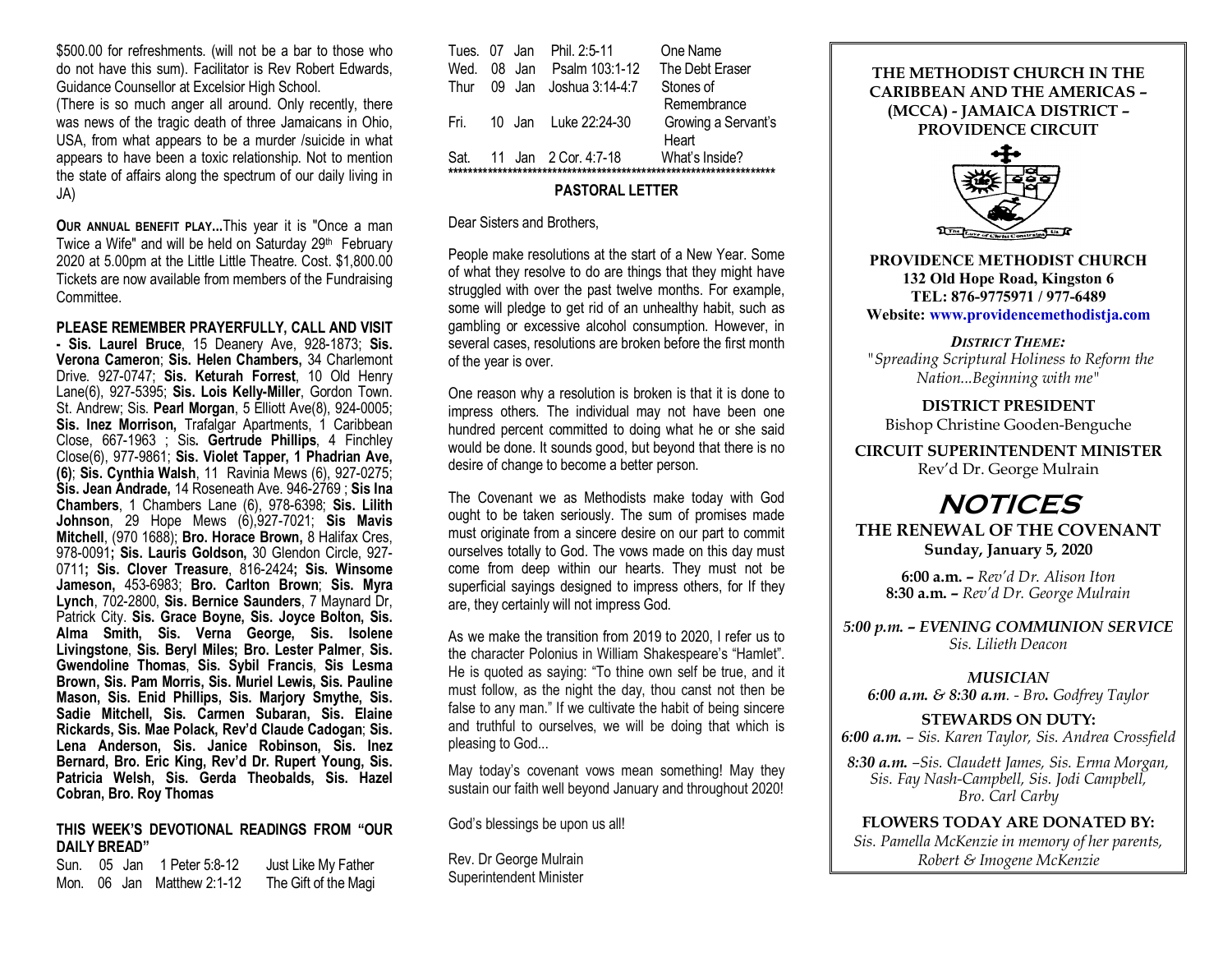$500.00 for refreshments. (will not be a bar to those who do not have this sum). Facilitator is Rev Robert Edwards, Guidance Counsellor at Excelsior High School.

(There is so much anger all around. Only recently, there was news of the tragic death of three Jamaicans in Ohio, USA, from what appears to be a murder /suicide in what appears to have been a toxic relationship. Not to mention the state of affairs along the spectrum of our daily living in JA)

**OUR ANNUAL BENEFIT PLAY...**This year it is "Once a man Twice a Wife" and will be held on Saturday 29th February 2020 at 5.00pm at the Little Little Theatre. Cost. $1,800.00 Tickets are now available from members of the Fundraising Committee.

**PLEASE REMEMBER PRAYERFULLY, CALL AND VISIT - Sis. Laurel Bruce**, 15 Deanery Ave, 928-1873; **Sis. Verona Cameron**; **Sis. Helen Chambers,** 34 Charlemont Drive. 927-0747; **Sis. Keturah Forrest**, 10 Old Henry Lane(6), 927-5395; **Sis. Lois Kelly-Miller**, Gordon Town. St. Andrew; Sis. **Pearl Morgan**, 5 Elliott Ave(8), 924-0005; **Sis. Inez Morrison,** Trafalgar Apartments, 1 Caribbean Close, 667-1963 ; Sis**. Gertrude Phillips**, 4 Finchley Close(6), 977-9861; **Sis. Violet Tapper, 1 Phadrian Ave, (6)**; **Sis. Cynthia Walsh**, 11 Ravinia Mews (6), 927-0275; **Sis. Jean Andrade,** 14 Roseneath Ave. 946-2769 ; **Sis Ina Chambers**, 1 Chambers Lane (6), 978-6398; **Sis. Lilith Johnson**, 29 Hope Mews (6),927-7021; **Sis Mavis Mitchell**, (970 1688); **Bro. Horace Brown,** 8 Halifax Cres, 978-0091**; Sis. Lauris Goldson,** 30 Glendon Circle, 927-0711**; Sis. Clover Treasure**, 816-2424**; Sis. Winsome Jameson,** 453-6983; **Bro. Carlton Brown**; **Sis. Myra Lynch**, 702-2800, **Sis. Bernice Saunders**, 7 Maynard Dr, Patrick City. **Sis. Grace Boyne, Sis. Joyce Bolton, Sis. Alma Smith, Sis. Verna George, Sis. Isolene Livingstone**, **Sis. Beryl Miles; Bro. Lester Palmer**, **Sis. Gwendoline Thomas**, **Sis. Sybil Francis**, **Sis Lesma Brown, Sis. Pam Morris, Sis. Muriel Lewis, Sis. Pauline Mason, Sis. Enid Phillips, Sis. Marjory Smythe, Sis. Sadie Mitchell, Sis. Carmen Subaran, Sis. Elaine Rickards, Sis. Mae Polack, Rev'd Claude Cadogan**; **Sis. Lena Anderson, Sis. Janice Robinson, Sis. Inez Bernard, Bro. Eric King, Rev'd Dr. Rupert Young, Sis. Patricia Welsh, Sis. Gerda Theobalds, Sis. Hazel Cobran, Bro. Roy Thomas**

**THIS WEEK'S DEVOTIONAL READINGS FROM "OUR DAILY BREAD"**

| | | | | |
|---|---|---|---|---|
| Sun. | 05 | Jan | 1 Peter 5:8-12 | Just Like My Father |
| Mon. | 06 | Jan | Matthew 2:1-12 | The Gift of the Magi |
| Tues. | 07 | Jan | Phil. 2:5-11 | One Name |
| Wed. | 08 | Jan | Psalm 103:1-12 | The Debt Eraser |
| Thur | 09 | Jan | Joshua 3:14-4:7 | Stones of Remembrance |
| Fri. | 10 | Jan | Luke 22:24-30 | Growing a Servant's Heart |
| Sat. | 11 | Jan | 2 Cor. 4:7-18 | What's Inside? |

*******************************************************************

## PASTORAL LETTER

Dear Sisters and Brothers,

People make resolutions at the start of a New Year. Some of what they resolve to do are things that they might have struggled with over the past twelve months. For example, some will pledge to get rid of an unhealthy habit, such as gambling or excessive alcohol consumption. However, in several cases, resolutions are broken before the first month of the year is over.

One reason why a resolution is broken is that it is done to impress others. The individual may not have been one hundred percent committed to doing what he or she said would be done. It sounds good, but beyond that there is no desire of change to become a better person.

The Covenant we as Methodists make today with God ought to be taken seriously. The sum of promises made must originate from a sincere desire on our part to commit ourselves totally to God. The vows made on this day must come from deep within our hearts. They must not be superficial sayings designed to impress others, for If they are, they certainly will not impress God.

As we make the transition from 2019 to 2020, I refer us to the character Polonius in William Shakespeare's "Hamlet". He is quoted as saying: "To thine own self be true, and it must follow, as the night the day, thou canst not then be false to any man." If we cultivate the habit of being sincere and truthful to ourselves, we will be doing that which is pleasing to God...

May today's covenant vows mean something! May they sustain our faith well beyond January and throughout 2020!

God's blessings be upon us all!

Rev. Dr George Mulrain
Superintendent Minister

**THE METHODIST CHURCH IN THE CARIBBEAN AND THE AMERICAS – (MCCA) - JAMAICA DISTRICT – PROVIDENCE CIRCUIT**

**PROVIDENCE METHODIST CHURCH**
**132 Old Hope Road, Kingston 6**
**TEL: 876-9775971 / 977-6489**
**Website: www.providencemethodistja.com**

***DISTRICT THEME:***
*"Spreading Scriptural Holiness to Reform the Nation...Beginning with me"*

**DISTRICT PRESIDENT**
Bishop Christine Gooden-Benguche

**CIRCUIT SUPERINTENDENT MINISTER**
Rev'd Dr. George Mulrain

# NOTICES

**THE RENEWAL OF THE COVENANT**
**Sunday, January 5, 2020**

**6:00 a.m. –** *Rev'd Dr. Alison Iton*
**8:30 a.m. –** *Rev'd Dr. George Mulrain*

***5:00 p.m. – EVENING COMMUNION SERVICE***
*Sis. Lilieth Deacon*

***MUSICIAN***
***6:00 a.m. & 8:30 a.m.*** *- Bro. Godfrey Taylor*

**STEWARDS ON DUTY:**
*6:00 a.m. – Sis. Karen Taylor, Sis. Andrea Crossfield*

*8:30 a.m. –Sis. Claudett James, Sis. Erma Morgan, Sis. Fay Nash-Campbell, Sis. Jodi Campbell, Bro. Carl Carby*

**FLOWERS TODAY ARE DONATED BY:**
*Sis. Pamella McKenzie in memory of her parents, Robert & Imogene McKenzie*